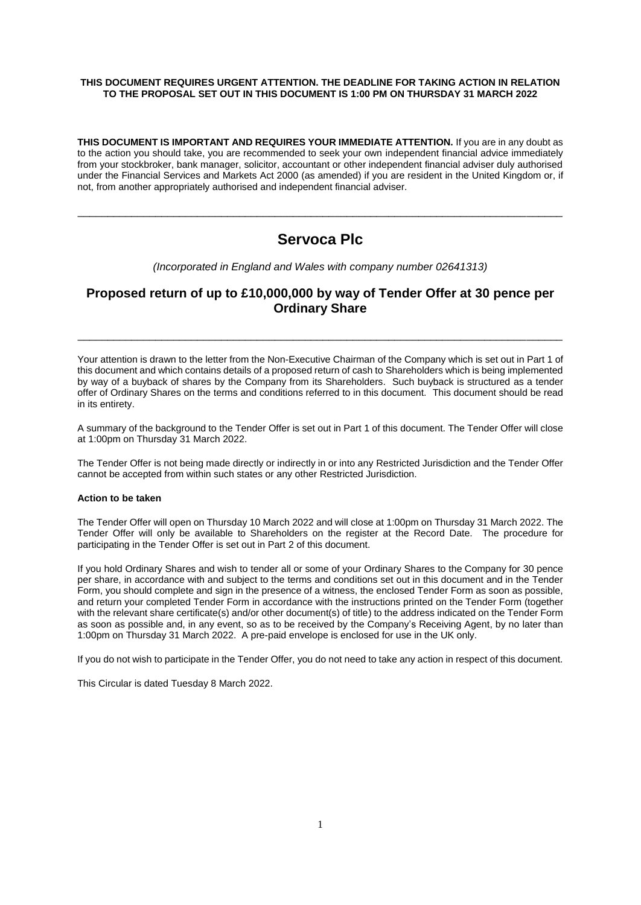**THIS DOCUMENT REQUIRES URGENT ATTENTION. THE DEADLINE FOR TAKING ACTION IN RELATION TO THE PROPOSAL SET OUT IN THIS DOCUMENT IS 1:00 PM ON THURSDAY 31 MARCH 2022**

**THIS DOCUMENT IS IMPORTANT AND REQUIRES YOUR IMMEDIATE ATTENTION.** If you are in any doubt as to the action you should take, you are recommended to seek your own independent financial advice immediately from your stockbroker, bank manager, solicitor, accountant or other independent financial adviser duly authorised under the Financial Services and Markets Act 2000 (as amended) if you are resident in the United Kingdom or, if not, from another appropriately authorised and independent financial adviser.

---

# Servoca Plc

*(Incorporated in England and Wales with company number 02641313)*

## Proposed return of up to £10,000,000 by way of Tender Offer at 30 pence per Ordinary Share

---

Your attention is drawn to the letter from the Non-Executive Chairman of the Company which is set out in Part 1 of this document and which contains details of a proposed return of cash to Shareholders which is being implemented by way of a buyback of shares by the Company from its Shareholders. Such buyback is structured as a tender offer of Ordinary Shares on the terms and conditions referred to in this document. This document should be read in its entirety.

A summary of the background to the Tender Offer is set out in Part 1 of this document. The Tender Offer will close at 1:00pm on Thursday 31 March 2022.

The Tender Offer is not being made directly or indirectly in or into any Restricted Jurisdiction and the Tender Offer cannot be accepted from within such states or any other Restricted Jurisdiction.

**Action to be taken**

The Tender Offer will open on Thursday 10 March 2022 and will close at 1:00pm on Thursday 31 March 2022. The Tender Offer will only be available to Shareholders on the register at the Record Date. The procedure for participating in the Tender Offer is set out in Part 2 of this document.

If you hold Ordinary Shares and wish to tender all or some of your Ordinary Shares to the Company for 30 pence per share, in accordance with and subject to the terms and conditions set out in this document and in the Tender Form, you should complete and sign in the presence of a witness, the enclosed Tender Form as soon as possible, and return your completed Tender Form in accordance with the instructions printed on the Tender Form (together with the relevant share certificate(s) and/or other document(s) of title) to the address indicated on the Tender Form as soon as possible and, in any event, so as to be received by the Company's Receiving Agent, by no later than 1:00pm on Thursday 31 March 2022. A pre-paid envelope is enclosed for use in the UK only.

If you do not wish to participate in the Tender Offer, you do not need to take any action in respect of this document.

This Circular is dated Tuesday 8 March 2022.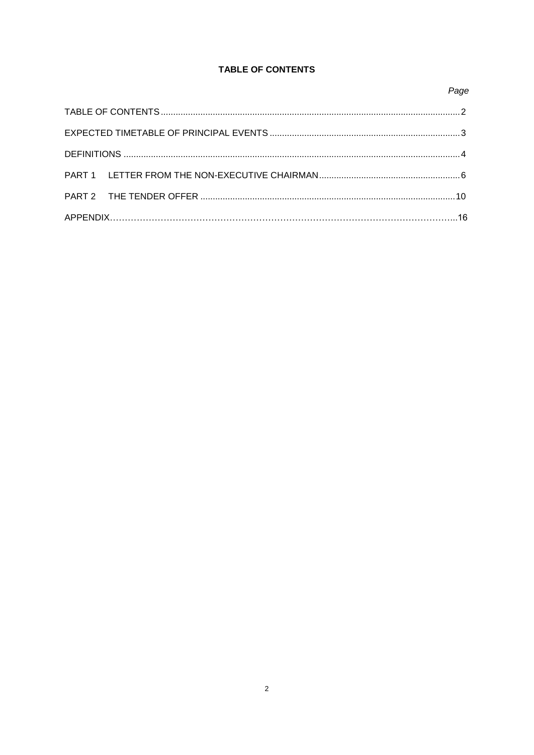# TABLE OF CONTENTS

| | Page |
|---|---|
| TABLE OF CONTENTS | 2 |
| EXPECTED TIMETABLE OF PRINCIPAL EVENTS | 3 |
| DEFINITIONS | 4 |
| PART 1 LETTER FROM THE NON-EXECUTIVE CHAIRMAN | 6 |
| PART 2 THE TENDER OFFER | 10 |
| APPENDIX | 16 |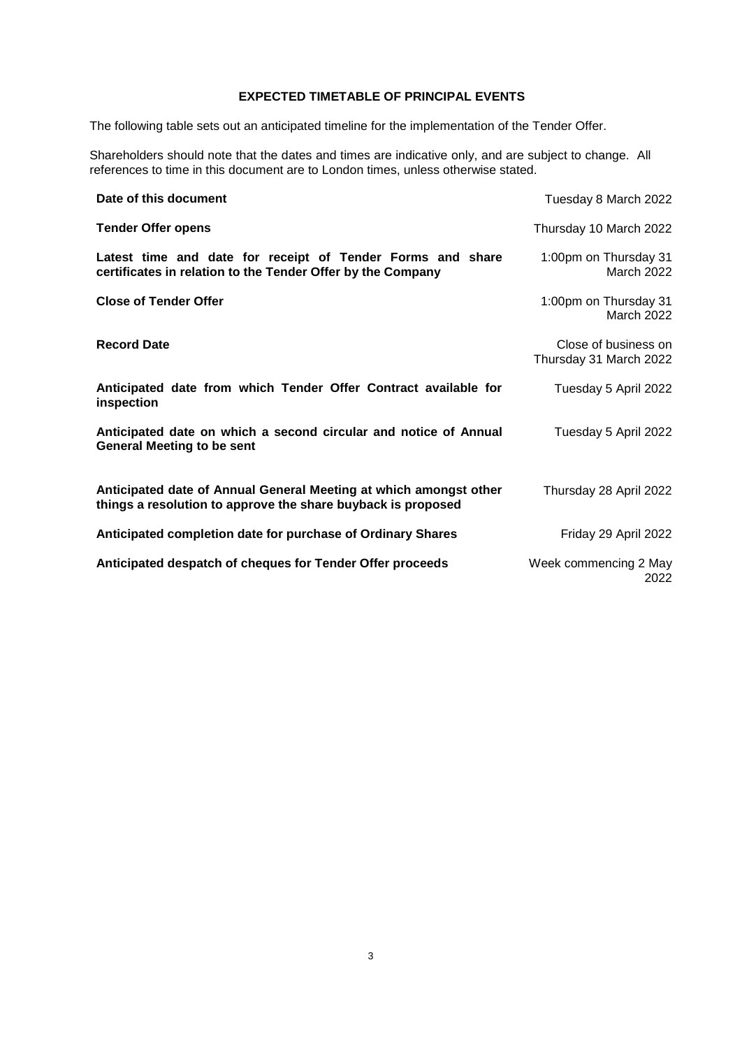## EXPECTED TIMETABLE OF PRINCIPAL EVENTS

The following table sets out an anticipated timeline for the implementation of the Tender Offer.

Shareholders should note that the dates and times are indicative only, and are subject to change. All references to time in this document are to London times, unless otherwise stated.

| Event | Date |
| --- | --- |
| **Date of this document** | Tuesday 8 March 2022 |
| **Tender Offer opens** | Thursday 10 March 2022 |
| **Latest time and date for receipt of Tender Forms and share certificates in relation to the Tender Offer by the Company** | 1:00pm on Thursday 31 March 2022 |
| **Close of Tender Offer** | 1:00pm on Thursday 31 March 2022 |
| **Record Date** | Close of business on Thursday 31 March 2022 |
| **Anticipated date from which Tender Offer Contract available for inspection** | Tuesday 5 April 2022 |
| **Anticipated date on which a second circular and notice of Annual General Meeting to be sent** | Tuesday 5 April 2022 |
| **Anticipated date of Annual General Meeting at which amongst other things a resolution to approve the share buyback is proposed** | Thursday 28 April 2022 |
| **Anticipated completion date for purchase of Ordinary Shares** | Friday 29 April 2022 |
| **Anticipated despatch of cheques for Tender Offer proceeds** | Week commencing 2 May 2022 |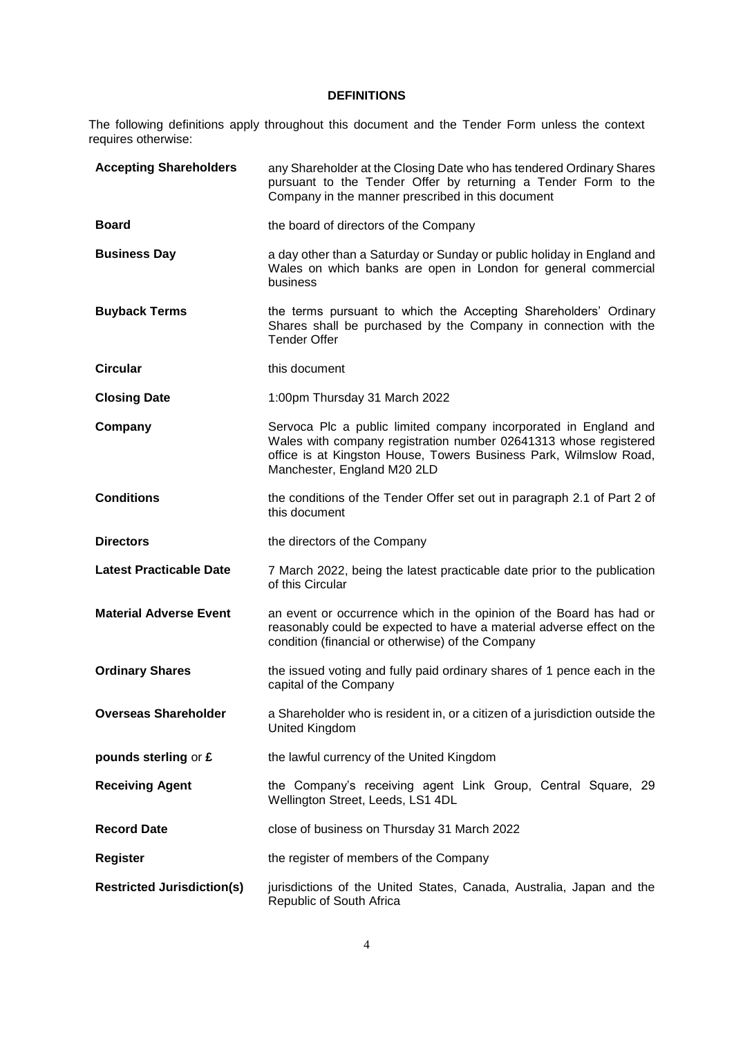# DEFINITIONS

The following definitions apply throughout this document and the Tender Form unless the context requires otherwise:

| | |
|---|---|
| **Accepting Shareholders** | any Shareholder at the Closing Date who has tendered Ordinary Shares pursuant to the Tender Offer by returning a Tender Form to the Company in the manner prescribed in this document |
| **Board** | the board of directors of the Company |
| **Business Day** | a day other than a Saturday or Sunday or public holiday in England and Wales on which banks are open in London for general commercial business |
| **Buyback Terms** | the terms pursuant to which the Accepting Shareholders' Ordinary Shares shall be purchased by the Company in connection with the Tender Offer |
| **Circular** | this document |
| **Closing Date** | 1:00pm Thursday 31 March 2022 |
| **Company** | Servoca Plc a public limited company incorporated in England and Wales with company registration number 02641313 whose registered office is at Kingston House, Towers Business Park, Wilmslow Road, Manchester, England M20 2LD |
| **Conditions** | the conditions of the Tender Offer set out in paragraph 2.1 of Part 2 of this document |
| **Directors** | the directors of the Company |
| **Latest Practicable Date** | 7 March 2022, being the latest practicable date prior to the publication of this Circular |
| **Material Adverse Event** | an event or occurrence which in the opinion of the Board has had or reasonably could be expected to have a material adverse effect on the condition (financial or otherwise) of the Company |
| **Ordinary Shares** | the issued voting and fully paid ordinary shares of 1 pence each in the capital of the Company |
| **Overseas Shareholder** | a Shareholder who is resident in, or a citizen of a jurisdiction outside the United Kingdom |
| **pounds sterling** or **£** | the lawful currency of the United Kingdom |
| **Receiving Agent** | the Company's receiving agent Link Group, Central Square, 29 Wellington Street, Leeds, LS1 4DL |
| **Record Date** | close of business on Thursday 31 March 2022 |
| **Register** | the register of members of the Company |
| **Restricted Jurisdiction(s)** | jurisdictions of the United States, Canada, Australia, Japan and the Republic of South Africa |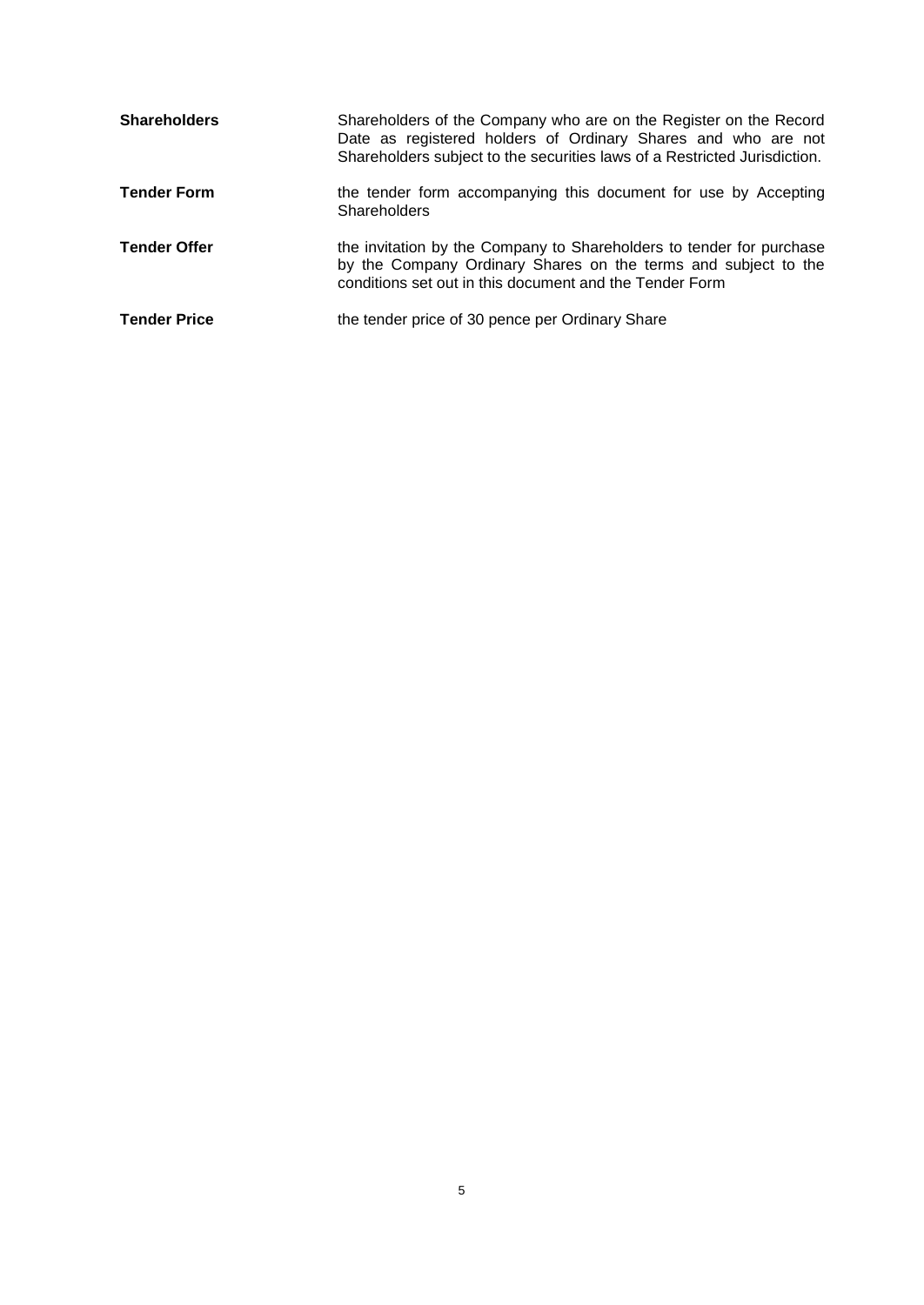| | |
|---|---|
| **Shareholders** | Shareholders of the Company who are on the Register on the Record Date as registered holders of Ordinary Shares and who are not Shareholders subject to the securities laws of a Restricted Jurisdiction. |
| **Tender Form** | the tender form accompanying this document for use by Accepting Shareholders |
| **Tender Offer** | the invitation by the Company to Shareholders to tender for purchase by the Company Ordinary Shares on the terms and subject to the conditions set out in this document and the Tender Form |
| **Tender Price** | the tender price of 30 pence per Ordinary Share |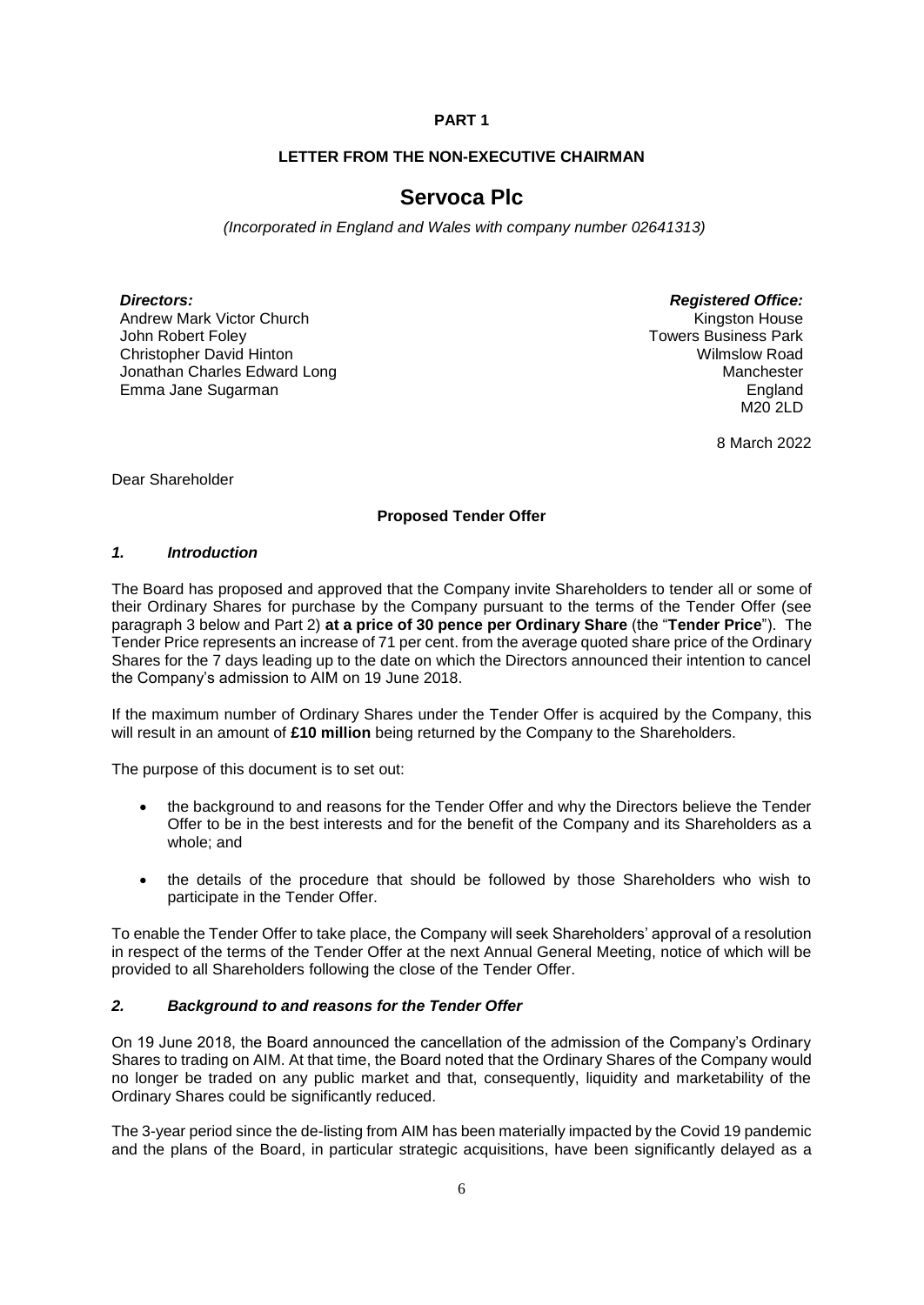**PART 1**

**LETTER FROM THE NON-EXECUTIVE CHAIRMAN**

# Servoca Plc

*(Incorporated in England and Wales with company number 02641313)*

***Directors:***
Andrew Mark Victor Church
John Robert Foley
Christopher David Hinton
Jonathan Charles Edward Long
Emma Jane Sugarman

***Registered Office:***
Kingston House
Towers Business Park
Wilmslow Road
Manchester
England
M20 2LD

8 March 2022

Dear Shareholder

**Proposed Tender Offer**

### *1. Introduction*

The Board has proposed and approved that the Company invite Shareholders to tender all or some of their Ordinary Shares for purchase by the Company pursuant to the terms of the Tender Offer (see paragraph 3 below and Part 2) **at a price of 30 pence per Ordinary Share** (the "**Tender Price**"). The Tender Price represents an increase of 71 per cent. from the average quoted share price of the Ordinary Shares for the 7 days leading up to the date on which the Directors announced their intention to cancel the Company's admission to AIM on 19 June 2018.

If the maximum number of Ordinary Shares under the Tender Offer is acquired by the Company, this will result in an amount of **£10 million** being returned by the Company to the Shareholders.

The purpose of this document is to set out:

- the background to and reasons for the Tender Offer and why the Directors believe the Tender Offer to be in the best interests and for the benefit of the Company and its Shareholders as a whole; and
- the details of the procedure that should be followed by those Shareholders who wish to participate in the Tender Offer.

To enable the Tender Offer to take place, the Company will seek Shareholders' approval of a resolution in respect of the terms of the Tender Offer at the next Annual General Meeting, notice of which will be provided to all Shareholders following the close of the Tender Offer.

### *2. Background to and reasons for the Tender Offer*

On 19 June 2018, the Board announced the cancellation of the admission of the Company's Ordinary Shares to trading on AIM. At that time, the Board noted that the Ordinary Shares of the Company would no longer be traded on any public market and that, consequently, liquidity and marketability of the Ordinary Shares could be significantly reduced.

The 3-year period since the de-listing from AIM has been materially impacted by the Covid 19 pandemic and the plans of the Board, in particular strategic acquisitions, have been significantly delayed as a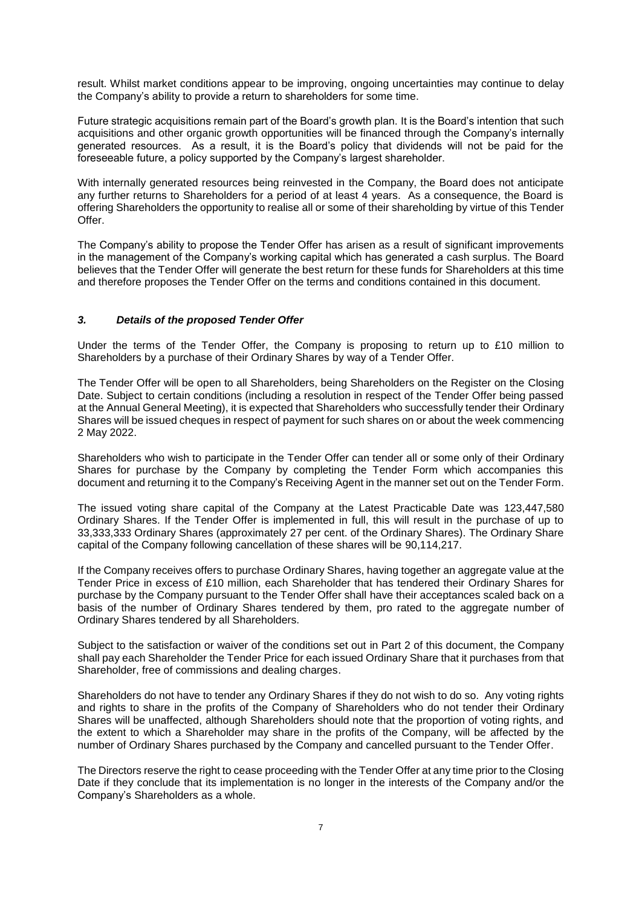result. Whilst market conditions appear to be improving, ongoing uncertainties may continue to delay the Company's ability to provide a return to shareholders for some time.

Future strategic acquisitions remain part of the Board's growth plan. It is the Board's intention that such acquisitions and other organic growth opportunities will be financed through the Company's internally generated resources. As a result, it is the Board's policy that dividends will not be paid for the foreseeable future, a policy supported by the Company's largest shareholder.

With internally generated resources being reinvested in the Company, the Board does not anticipate any further returns to Shareholders for a period of at least 4 years. As a consequence, the Board is offering Shareholders the opportunity to realise all or some of their shareholding by virtue of this Tender Offer.

The Company's ability to propose the Tender Offer has arisen as a result of significant improvements in the management of the Company's working capital which has generated a cash surplus. The Board believes that the Tender Offer will generate the best return for these funds for Shareholders at this time and therefore proposes the Tender Offer on the terms and conditions contained in this document.

### *3. Details of the proposed Tender Offer*

Under the terms of the Tender Offer, the Company is proposing to return up to £10 million to Shareholders by a purchase of their Ordinary Shares by way of a Tender Offer.

The Tender Offer will be open to all Shareholders, being Shareholders on the Register on the Closing Date. Subject to certain conditions (including a resolution in respect of the Tender Offer being passed at the Annual General Meeting), it is expected that Shareholders who successfully tender their Ordinary Shares will be issued cheques in respect of payment for such shares on or about the week commencing 2 May 2022.

Shareholders who wish to participate in the Tender Offer can tender all or some only of their Ordinary Shares for purchase by the Company by completing the Tender Form which accompanies this document and returning it to the Company's Receiving Agent in the manner set out on the Tender Form.

The issued voting share capital of the Company at the Latest Practicable Date was 123,447,580 Ordinary Shares. If the Tender Offer is implemented in full, this will result in the purchase of up to 33,333,333 Ordinary Shares (approximately 27 per cent. of the Ordinary Shares). The Ordinary Share capital of the Company following cancellation of these shares will be 90,114,217.

If the Company receives offers to purchase Ordinary Shares, having together an aggregate value at the Tender Price in excess of £10 million, each Shareholder that has tendered their Ordinary Shares for purchase by the Company pursuant to the Tender Offer shall have their acceptances scaled back on a basis of the number of Ordinary Shares tendered by them, pro rated to the aggregate number of Ordinary Shares tendered by all Shareholders.

Subject to the satisfaction or waiver of the conditions set out in Part 2 of this document, the Company shall pay each Shareholder the Tender Price for each issued Ordinary Share that it purchases from that Shareholder, free of commissions and dealing charges.

Shareholders do not have to tender any Ordinary Shares if they do not wish to do so. Any voting rights and rights to share in the profits of the Company of Shareholders who do not tender their Ordinary Shares will be unaffected, although Shareholders should note that the proportion of voting rights, and the extent to which a Shareholder may share in the profits of the Company, will be affected by the number of Ordinary Shares purchased by the Company and cancelled pursuant to the Tender Offer.

The Directors reserve the right to cease proceeding with the Tender Offer at any time prior to the Closing Date if they conclude that its implementation is no longer in the interests of the Company and/or the Company's Shareholders as a whole.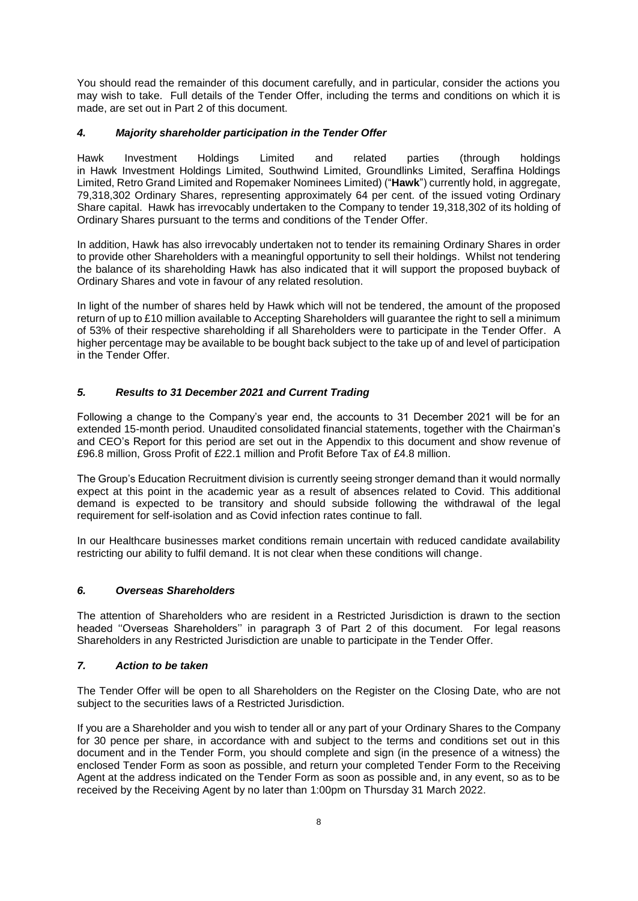You should read the remainder of this document carefully, and in particular, consider the actions you may wish to take. Full details of the Tender Offer, including the terms and conditions on which it is made, are set out in Part 2 of this document.

### *4. Majority shareholder participation in the Tender Offer*

Hawk Investment Holdings Limited and related parties (through holdings in Hawk Investment Holdings Limited, Southwind Limited, Groundlinks Limited, Seraffina Holdings Limited, Retro Grand Limited and Ropemaker Nominees Limited) ("**Hawk**") currently hold, in aggregate, 79,318,302 Ordinary Shares, representing approximately 64 per cent. of the issued voting Ordinary Share capital. Hawk has irrevocably undertaken to the Company to tender 19,318,302 of its holding of Ordinary Shares pursuant to the terms and conditions of the Tender Offer.

In addition, Hawk has also irrevocably undertaken not to tender its remaining Ordinary Shares in order to provide other Shareholders with a meaningful opportunity to sell their holdings. Whilst not tendering the balance of its shareholding Hawk has also indicated that it will support the proposed buyback of Ordinary Shares and vote in favour of any related resolution.

In light of the number of shares held by Hawk which will not be tendered, the amount of the proposed return of up to £10 million available to Accepting Shareholders will guarantee the right to sell a minimum of 53% of their respective shareholding if all Shareholders were to participate in the Tender Offer. A higher percentage may be available to be bought back subject to the take up of and level of participation in the Tender Offer.

### *5. Results to 31 December 2021 and Current Trading*

Following a change to the Company's year end, the accounts to 31 December 2021 will be for an extended 15-month period. Unaudited consolidated financial statements, together with the Chairman's and CEO's Report for this period are set out in the Appendix to this document and show revenue of £96.8 million, Gross Profit of £22.1 million and Profit Before Tax of £4.8 million.

The Group's Education Recruitment division is currently seeing stronger demand than it would normally expect at this point in the academic year as a result of absences related to Covid. This additional demand is expected to be transitory and should subside following the withdrawal of the legal requirement for self-isolation and as Covid infection rates continue to fall.

In our Healthcare businesses market conditions remain uncertain with reduced candidate availability restricting our ability to fulfil demand. It is not clear when these conditions will change.

### *6. Overseas Shareholders*

The attention of Shareholders who are resident in a Restricted Jurisdiction is drawn to the section headed ''Overseas Shareholders'' in paragraph 3 of Part 2 of this document. For legal reasons Shareholders in any Restricted Jurisdiction are unable to participate in the Tender Offer.

### *7. Action to be taken*

The Tender Offer will be open to all Shareholders on the Register on the Closing Date, who are not subject to the securities laws of a Restricted Jurisdiction.

If you are a Shareholder and you wish to tender all or any part of your Ordinary Shares to the Company for 30 pence per share, in accordance with and subject to the terms and conditions set out in this document and in the Tender Form, you should complete and sign (in the presence of a witness) the enclosed Tender Form as soon as possible, and return your completed Tender Form to the Receiving Agent at the address indicated on the Tender Form as soon as possible and, in any event, so as to be received by the Receiving Agent by no later than 1:00pm on Thursday 31 March 2022.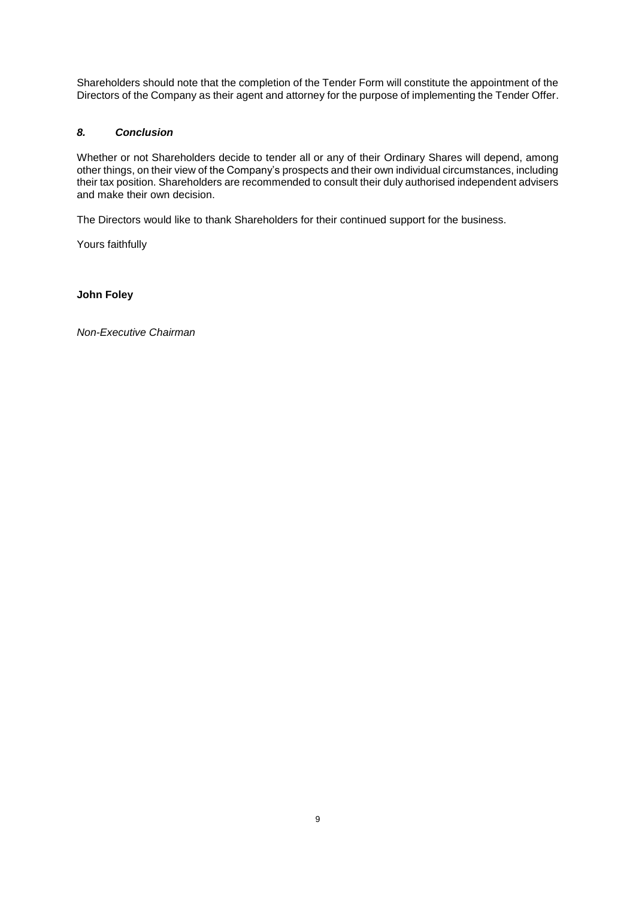Shareholders should note that the completion of the Tender Form will constitute the appointment of the Directors of the Company as their agent and attorney for the purpose of implementing the Tender Offer.

### *8. Conclusion*

Whether or not Shareholders decide to tender all or any of their Ordinary Shares will depend, among other things, on their view of the Company's prospects and their own individual circumstances, including their tax position. Shareholders are recommended to consult their duly authorised independent advisers and make their own decision.

The Directors would like to thank Shareholders for their continued support for the business.

Yours faithfully

**John Foley**

*Non-Executive Chairman*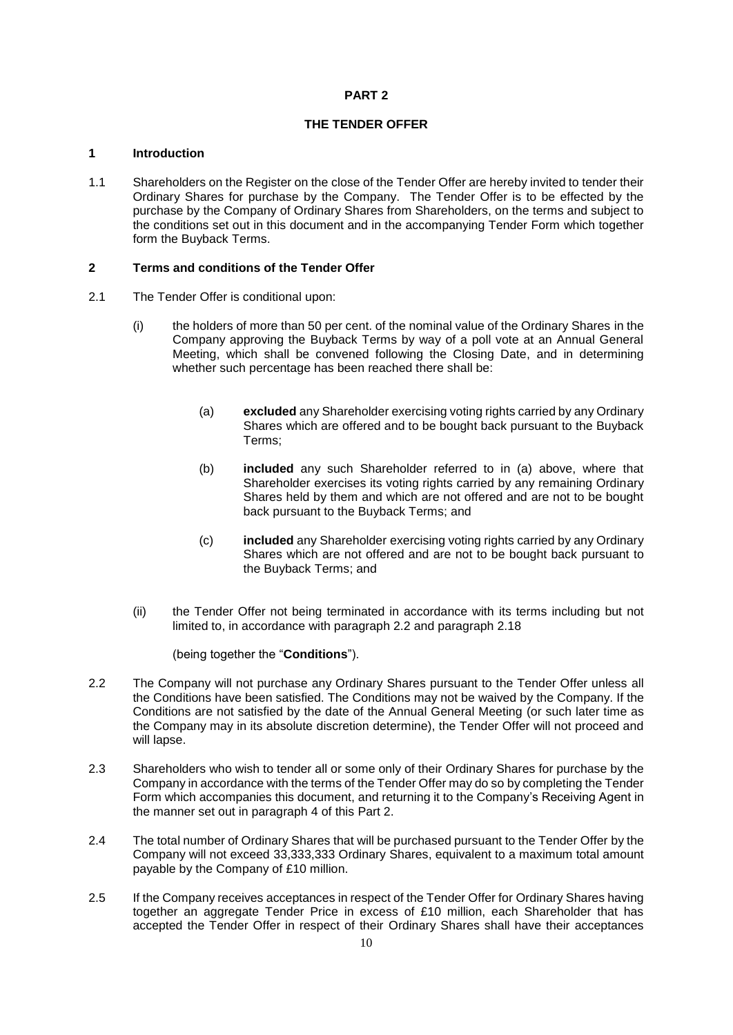# PART 2

## THE TENDER OFFER

### 1 Introduction

1.1 Shareholders on the Register on the close of the Tender Offer are hereby invited to tender their Ordinary Shares for purchase by the Company. The Tender Offer is to be effected by the purchase by the Company of Ordinary Shares from Shareholders, on the terms and subject to the conditions set out in this document and in the accompanying Tender Form which together form the Buyback Terms.

### 2 Terms and conditions of the Tender Offer

2.1 The Tender Offer is conditional upon:

(i) the holders of more than 50 per cent. of the nominal value of the Ordinary Shares in the Company approving the Buyback Terms by way of a poll vote at an Annual General Meeting, which shall be convened following the Closing Date, and in determining whether such percentage has been reached there shall be:

(a) **excluded** any Shareholder exercising voting rights carried by any Ordinary Shares which are offered and to be bought back pursuant to the Buyback Terms;

(b) **included** any such Shareholder referred to in (a) above, where that Shareholder exercises its voting rights carried by any remaining Ordinary Shares held by them and which are not offered and are not to be bought back pursuant to the Buyback Terms; and

(c) **included** any Shareholder exercising voting rights carried by any Ordinary Shares which are not offered and are not to be bought back pursuant to the Buyback Terms; and

(ii) the Tender Offer not being terminated in accordance with its terms including but not limited to, in accordance with paragraph 2.2 and paragraph 2.18

(being together the "**Conditions**").

2.2 The Company will not purchase any Ordinary Shares pursuant to the Tender Offer unless all the Conditions have been satisfied. The Conditions may not be waived by the Company. If the Conditions are not satisfied by the date of the Annual General Meeting (or such later time as the Company may in its absolute discretion determine), the Tender Offer will not proceed and will lapse.

2.3 Shareholders who wish to tender all or some only of their Ordinary Shares for purchase by the Company in accordance with the terms of the Tender Offer may do so by completing the Tender Form which accompanies this document, and returning it to the Company's Receiving Agent in the manner set out in paragraph 4 of this Part 2.

2.4 The total number of Ordinary Shares that will be purchased pursuant to the Tender Offer by the Company will not exceed 33,333,333 Ordinary Shares, equivalent to a maximum total amount payable by the Company of £10 million.

2.5 If the Company receives acceptances in respect of the Tender Offer for Ordinary Shares having together an aggregate Tender Price in excess of £10 million, each Shareholder that has accepted the Tender Offer in respect of their Ordinary Shares shall have their acceptances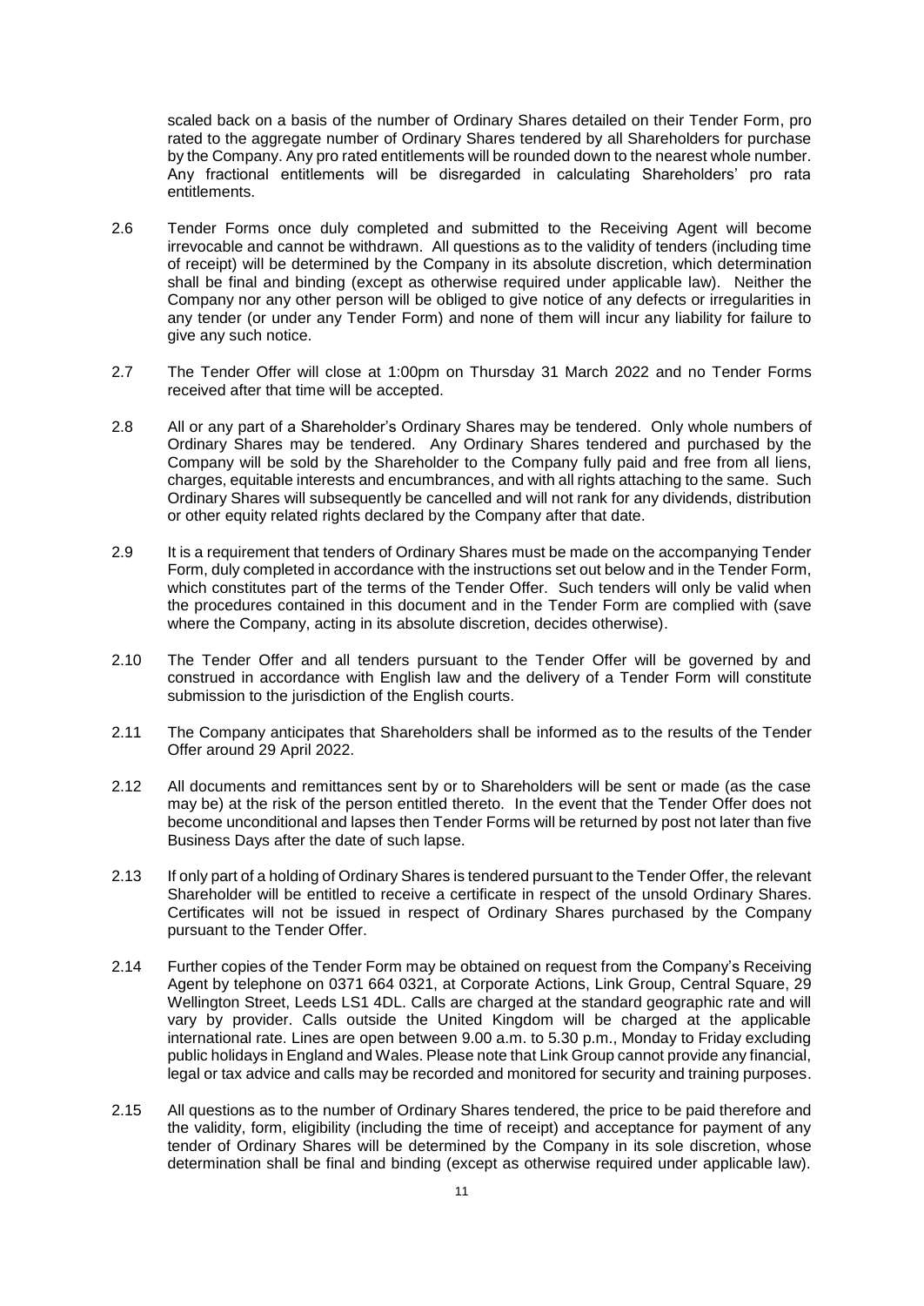scaled back on a basis of the number of Ordinary Shares detailed on their Tender Form, pro rated to the aggregate number of Ordinary Shares tendered by all Shareholders for purchase by the Company. Any pro rated entitlements will be rounded down to the nearest whole number. Any fractional entitlements will be disregarded in calculating Shareholders' pro rata entitlements.

2.6 Tender Forms once duly completed and submitted to the Receiving Agent will become irrevocable and cannot be withdrawn. All questions as to the validity of tenders (including time of receipt) will be determined by the Company in its absolute discretion, which determination shall be final and binding (except as otherwise required under applicable law). Neither the Company nor any other person will be obliged to give notice of any defects or irregularities in any tender (or under any Tender Form) and none of them will incur any liability for failure to give any such notice.

2.7 The Tender Offer will close at 1:00pm on Thursday 31 March 2022 and no Tender Forms received after that time will be accepted.

2.8 All or any part of a Shareholder's Ordinary Shares may be tendered. Only whole numbers of Ordinary Shares may be tendered. Any Ordinary Shares tendered and purchased by the Company will be sold by the Shareholder to the Company fully paid and free from all liens, charges, equitable interests and encumbrances, and with all rights attaching to the same. Such Ordinary Shares will subsequently be cancelled and will not rank for any dividends, distribution or other equity related rights declared by the Company after that date.

2.9 It is a requirement that tenders of Ordinary Shares must be made on the accompanying Tender Form, duly completed in accordance with the instructions set out below and in the Tender Form, which constitutes part of the terms of the Tender Offer. Such tenders will only be valid when the procedures contained in this document and in the Tender Form are complied with (save where the Company, acting in its absolute discretion, decides otherwise).

2.10 The Tender Offer and all tenders pursuant to the Tender Offer will be governed by and construed in accordance with English law and the delivery of a Tender Form will constitute submission to the jurisdiction of the English courts.

2.11 The Company anticipates that Shareholders shall be informed as to the results of the Tender Offer around 29 April 2022.

2.12 All documents and remittances sent by or to Shareholders will be sent or made (as the case may be) at the risk of the person entitled thereto. In the event that the Tender Offer does not become unconditional and lapses then Tender Forms will be returned by post not later than five Business Days after the date of such lapse.

2.13 If only part of a holding of Ordinary Shares is tendered pursuant to the Tender Offer, the relevant Shareholder will be entitled to receive a certificate in respect of the unsold Ordinary Shares. Certificates will not be issued in respect of Ordinary Shares purchased by the Company pursuant to the Tender Offer.

2.14 Further copies of the Tender Form may be obtained on request from the Company's Receiving Agent by telephone on 0371 664 0321, at Corporate Actions, Link Group, Central Square, 29 Wellington Street, Leeds LS1 4DL. Calls are charged at the standard geographic rate and will vary by provider. Calls outside the United Kingdom will be charged at the applicable international rate. Lines are open between 9.00 a.m. to 5.30 p.m., Monday to Friday excluding public holidays in England and Wales. Please note that Link Group cannot provide any financial, legal or tax advice and calls may be recorded and monitored for security and training purposes.

2.15 All questions as to the number of Ordinary Shares tendered, the price to be paid therefore and the validity, form, eligibility (including the time of receipt) and acceptance for payment of any tender of Ordinary Shares will be determined by the Company in its sole discretion, whose determination shall be final and binding (except as otherwise required under applicable law).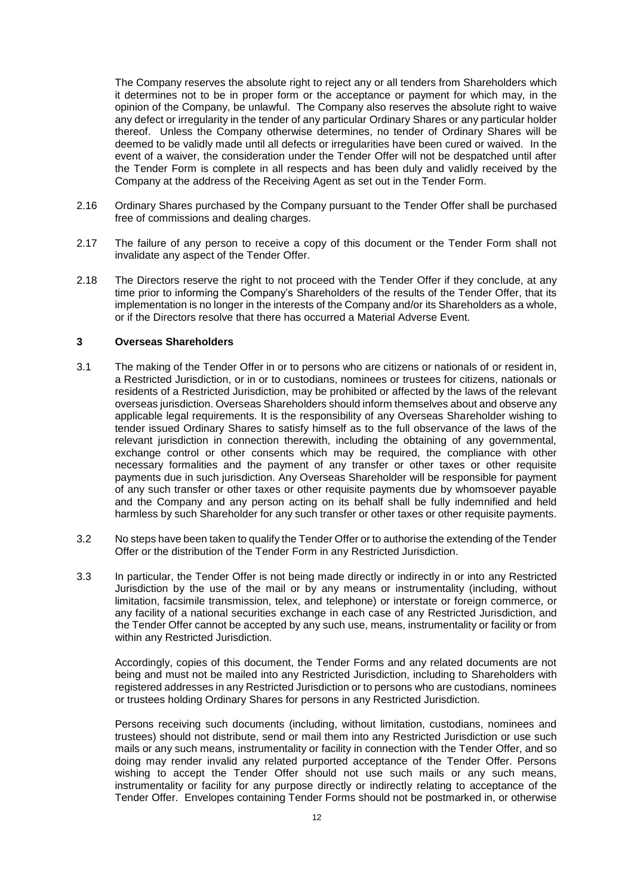The Company reserves the absolute right to reject any or all tenders from Shareholders which it determines not to be in proper form or the acceptance or payment for which may, in the opinion of the Company, be unlawful. The Company also reserves the absolute right to waive any defect or irregularity in the tender of any particular Ordinary Shares or any particular holder thereof. Unless the Company otherwise determines, no tender of Ordinary Shares will be deemed to be validly made until all defects or irregularities have been cured or waived. In the event of a waiver, the consideration under the Tender Offer will not be despatched until after the Tender Form is complete in all respects and has been duly and validly received by the Company at the address of the Receiving Agent as set out in the Tender Form.

2.16 Ordinary Shares purchased by the Company pursuant to the Tender Offer shall be purchased free of commissions and dealing charges.

2.17 The failure of any person to receive a copy of this document or the Tender Form shall not invalidate any aspect of the Tender Offer.

2.18 The Directors reserve the right to not proceed with the Tender Offer if they conclude, at any time prior to informing the Company's Shareholders of the results of the Tender Offer, that its implementation is no longer in the interests of the Company and/or its Shareholders as a whole, or if the Directors resolve that there has occurred a Material Adverse Event.

## 3 Overseas Shareholders

3.1 The making of the Tender Offer in or to persons who are citizens or nationals of or resident in, a Restricted Jurisdiction, or in or to custodians, nominees or trustees for citizens, nationals or residents of a Restricted Jurisdiction, may be prohibited or affected by the laws of the relevant overseas jurisdiction. Overseas Shareholders should inform themselves about and observe any applicable legal requirements. It is the responsibility of any Overseas Shareholder wishing to tender issued Ordinary Shares to satisfy himself as to the full observance of the laws of the relevant jurisdiction in connection therewith, including the obtaining of any governmental, exchange control or other consents which may be required, the compliance with other necessary formalities and the payment of any transfer or other taxes or other requisite payments due in such jurisdiction. Any Overseas Shareholder will be responsible for payment of any such transfer or other taxes or other requisite payments due by whomsoever payable and the Company and any person acting on its behalf shall be fully indemnified and held harmless by such Shareholder for any such transfer or other taxes or other requisite payments.

3.2 No steps have been taken to qualify the Tender Offer or to authorise the extending of the Tender Offer or the distribution of the Tender Form in any Restricted Jurisdiction.

3.3 In particular, the Tender Offer is not being made directly or indirectly in or into any Restricted Jurisdiction by the use of the mail or by any means or instrumentality (including, without limitation, facsimile transmission, telex, and telephone) or interstate or foreign commerce, or any facility of a national securities exchange in each case of any Restricted Jurisdiction, and the Tender Offer cannot be accepted by any such use, means, instrumentality or facility or from within any Restricted Jurisdiction.

Accordingly, copies of this document, the Tender Forms and any related documents are not being and must not be mailed into any Restricted Jurisdiction, including to Shareholders with registered addresses in any Restricted Jurisdiction or to persons who are custodians, nominees or trustees holding Ordinary Shares for persons in any Restricted Jurisdiction.

Persons receiving such documents (including, without limitation, custodians, nominees and trustees) should not distribute, send or mail them into any Restricted Jurisdiction or use such mails or any such means, instrumentality or facility in connection with the Tender Offer, and so doing may render invalid any related purported acceptance of the Tender Offer. Persons wishing to accept the Tender Offer should not use such mails or any such means, instrumentality or facility for any purpose directly or indirectly relating to acceptance of the Tender Offer. Envelopes containing Tender Forms should not be postmarked in, or otherwise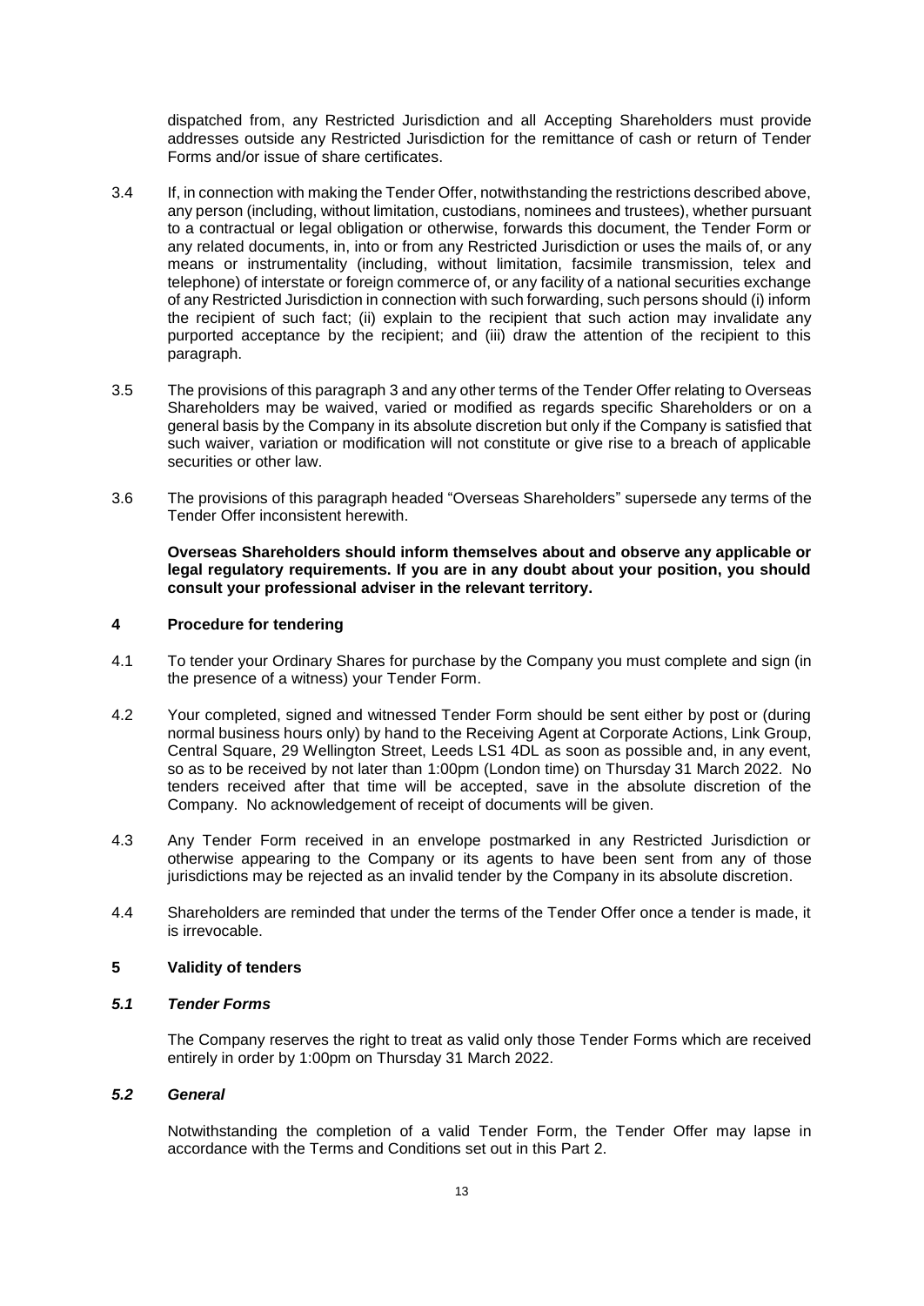dispatched from, any Restricted Jurisdiction and all Accepting Shareholders must provide addresses outside any Restricted Jurisdiction for the remittance of cash or return of Tender Forms and/or issue of share certificates.

3.4 If, in connection with making the Tender Offer, notwithstanding the restrictions described above, any person (including, without limitation, custodians, nominees and trustees), whether pursuant to a contractual or legal obligation or otherwise, forwards this document, the Tender Form or any related documents, in, into or from any Restricted Jurisdiction or uses the mails of, or any means or instrumentality (including, without limitation, facsimile transmission, telex and telephone) of interstate or foreign commerce of, or any facility of a national securities exchange of any Restricted Jurisdiction in connection with such forwarding, such persons should (i) inform the recipient of such fact; (ii) explain to the recipient that such action may invalidate any purported acceptance by the recipient; and (iii) draw the attention of the recipient to this paragraph.

3.5 The provisions of this paragraph 3 and any other terms of the Tender Offer relating to Overseas Shareholders may be waived, varied or modified as regards specific Shareholders or on a general basis by the Company in its absolute discretion but only if the Company is satisfied that such waiver, variation or modification will not constitute or give rise to a breach of applicable securities or other law.

3.6 The provisions of this paragraph headed "Overseas Shareholders" supersede any terms of the Tender Offer inconsistent herewith.

**Overseas Shareholders should inform themselves about and observe any applicable or legal regulatory requirements. If you are in any doubt about your position, you should consult your professional adviser in the relevant territory.**

## 4 Procedure for tendering

4.1 To tender your Ordinary Shares for purchase by the Company you must complete and sign (in the presence of a witness) your Tender Form.

4.2 Your completed, signed and witnessed Tender Form should be sent either by post or (during normal business hours only) by hand to the Receiving Agent at Corporate Actions, Link Group, Central Square, 29 Wellington Street, Leeds LS1 4DL as soon as possible and, in any event, so as to be received by not later than 1:00pm (London time) on Thursday 31 March 2022. No tenders received after that time will be accepted, save in the absolute discretion of the Company. No acknowledgement of receipt of documents will be given.

4.3 Any Tender Form received in an envelope postmarked in any Restricted Jurisdiction or otherwise appearing to the Company or its agents to have been sent from any of those jurisdictions may be rejected as an invalid tender by the Company in its absolute discretion.

4.4 Shareholders are reminded that under the terms of the Tender Offer once a tender is made, it is irrevocable.

## 5 Validity of tenders

### *5.1 Tender Forms*

The Company reserves the right to treat as valid only those Tender Forms which are received entirely in order by 1:00pm on Thursday 31 March 2022.

### *5.2 General*

Notwithstanding the completion of a valid Tender Form, the Tender Offer may lapse in accordance with the Terms and Conditions set out in this Part 2.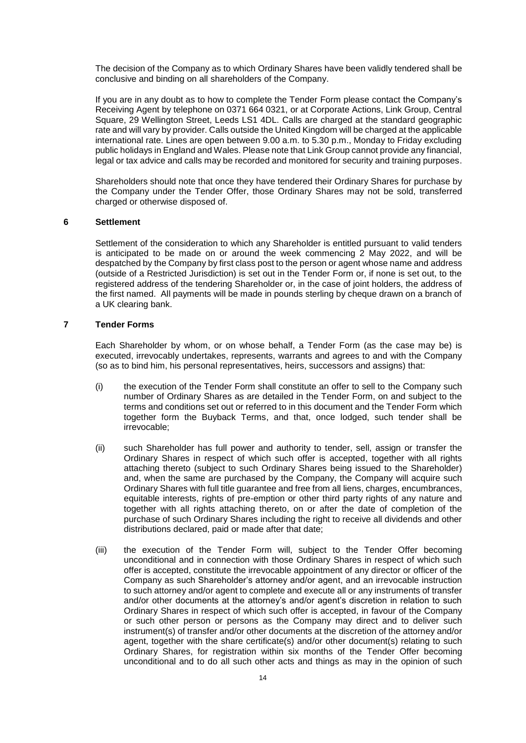The decision of the Company as to which Ordinary Shares have been validly tendered shall be conclusive and binding on all shareholders of the Company.

If you are in any doubt as to how to complete the Tender Form please contact the Company's Receiving Agent by telephone on 0371 664 0321, or at Corporate Actions, Link Group, Central Square, 29 Wellington Street, Leeds LS1 4DL. Calls are charged at the standard geographic rate and will vary by provider. Calls outside the United Kingdom will be charged at the applicable international rate. Lines are open between 9.00 a.m. to 5.30 p.m., Monday to Friday excluding public holidays in England and Wales. Please note that Link Group cannot provide any financial, legal or tax advice and calls may be recorded and monitored for security and training purposes.

Shareholders should note that once they have tendered their Ordinary Shares for purchase by the Company under the Tender Offer, those Ordinary Shares may not be sold, transferred charged or otherwise disposed of.

## 6 Settlement

Settlement of the consideration to which any Shareholder is entitled pursuant to valid tenders is anticipated to be made on or around the week commencing 2 May 2022, and will be despatched by the Company by first class post to the person or agent whose name and address (outside of a Restricted Jurisdiction) is set out in the Tender Form or, if none is set out, to the registered address of the tendering Shareholder or, in the case of joint holders, the address of the first named. All payments will be made in pounds sterling by cheque drawn on a branch of a UK clearing bank.

## 7 Tender Forms

Each Shareholder by whom, or on whose behalf, a Tender Form (as the case may be) is executed, irrevocably undertakes, represents, warrants and agrees to and with the Company (so as to bind him, his personal representatives, heirs, successors and assigns) that:

(i) the execution of the Tender Form shall constitute an offer to sell to the Company such number of Ordinary Shares as are detailed in the Tender Form, on and subject to the terms and conditions set out or referred to in this document and the Tender Form which together form the Buyback Terms, and that, once lodged, such tender shall be irrevocable;

(ii) such Shareholder has full power and authority to tender, sell, assign or transfer the Ordinary Shares in respect of which such offer is accepted, together with all rights attaching thereto (subject to such Ordinary Shares being issued to the Shareholder) and, when the same are purchased by the Company, the Company will acquire such Ordinary Shares with full title guarantee and free from all liens, charges, encumbrances, equitable interests, rights of pre-emption or other third party rights of any nature and together with all rights attaching thereto, on or after the date of completion of the purchase of such Ordinary Shares including the right to receive all dividends and other distributions declared, paid or made after that date;

(iii) the execution of the Tender Form will, subject to the Tender Offer becoming unconditional and in connection with those Ordinary Shares in respect of which such offer is accepted, constitute the irrevocable appointment of any director or officer of the Company as such Shareholder's attorney and/or agent, and an irrevocable instruction to such attorney and/or agent to complete and execute all or any instruments of transfer and/or other documents at the attorney's and/or agent's discretion in relation to such Ordinary Shares in respect of which such offer is accepted, in favour of the Company or such other person or persons as the Company may direct and to deliver such instrument(s) of transfer and/or other documents at the discretion of the attorney and/or agent, together with the share certificate(s) and/or other document(s) relating to such Ordinary Shares, for registration within six months of the Tender Offer becoming unconditional and to do all such other acts and things as may in the opinion of such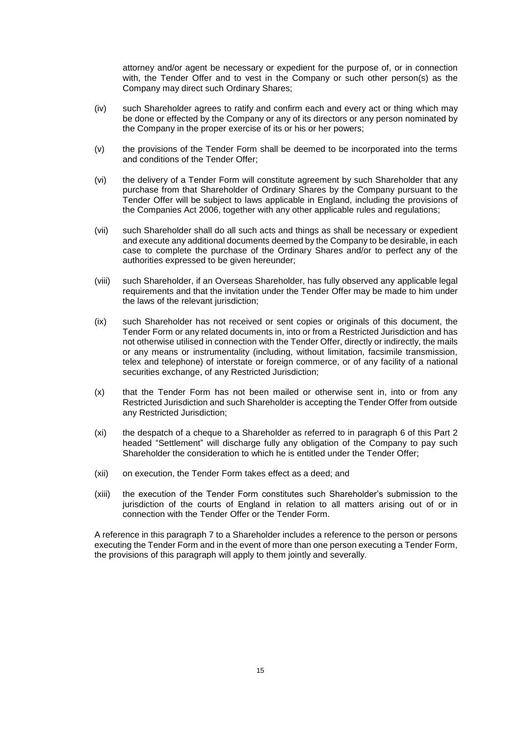attorney and/or agent be necessary or expedient for the purpose of, or in connection with, the Tender Offer and to vest in the Company or such other person(s) as the Company may direct such Ordinary Shares;

(iv) such Shareholder agrees to ratify and confirm each and every act or thing which may be done or effected by the Company or any of its directors or any person nominated by the Company in the proper exercise of its or his or her powers;

(v) the provisions of the Tender Form shall be deemed to be incorporated into the terms and conditions of the Tender Offer;

(vi) the delivery of a Tender Form will constitute agreement by such Shareholder that any purchase from that Shareholder of Ordinary Shares by the Company pursuant to the Tender Offer will be subject to laws applicable in England, including the provisions of the Companies Act 2006, together with any other applicable rules and regulations;

(vii) such Shareholder shall do all such acts and things as shall be necessary or expedient and execute any additional documents deemed by the Company to be desirable, in each case to complete the purchase of the Ordinary Shares and/or to perfect any of the authorities expressed to be given hereunder;

(viii) such Shareholder, if an Overseas Shareholder, has fully observed any applicable legal requirements and that the invitation under the Tender Offer may be made to him under the laws of the relevant jurisdiction;

(ix) such Shareholder has not received or sent copies or originals of this document, the Tender Form or any related documents in, into or from a Restricted Jurisdiction and has not otherwise utilised in connection with the Tender Offer, directly or indirectly, the mails or any means or instrumentality (including, without limitation, facsimile transmission, telex and telephone) of interstate or foreign commerce, or of any facility of a national securities exchange, of any Restricted Jurisdiction;

(x) that the Tender Form has not been mailed or otherwise sent in, into or from any Restricted Jurisdiction and such Shareholder is accepting the Tender Offer from outside any Restricted Jurisdiction;

(xi) the despatch of a cheque to a Shareholder as referred to in paragraph 6 of this Part 2 headed "Settlement" will discharge fully any obligation of the Company to pay such Shareholder the consideration to which he is entitled under the Tender Offer;

(xii) on execution, the Tender Form takes effect as a deed; and

(xiii) the execution of the Tender Form constitutes such Shareholder's submission to the jurisdiction of the courts of England in relation to all matters arising out of or in connection with the Tender Offer or the Tender Form.

A reference in this paragraph 7 to a Shareholder includes a reference to the person or persons executing the Tender Form and in the event of more than one person executing a Tender Form, the provisions of this paragraph will apply to them jointly and severally.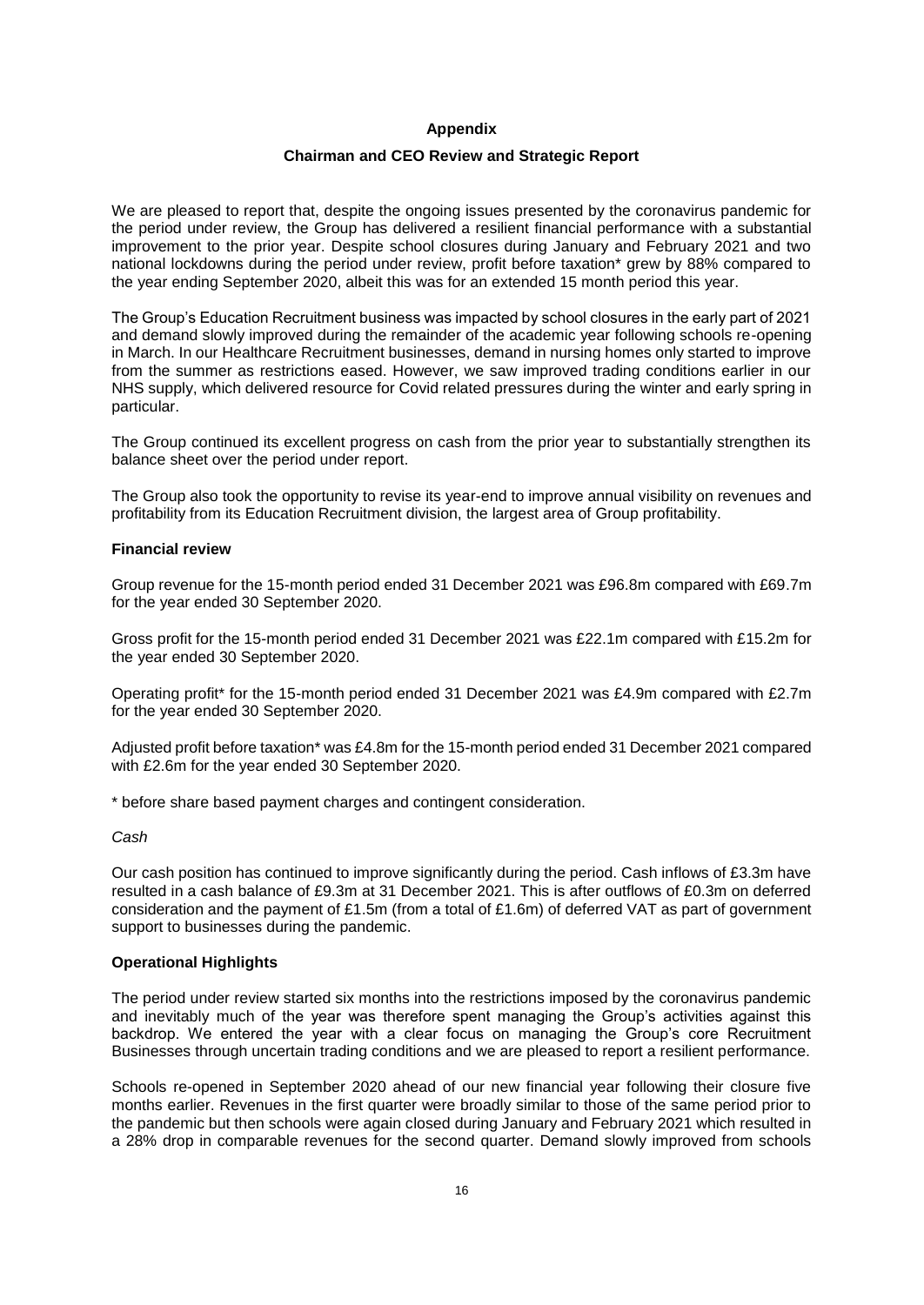## Appendix

## Chairman and CEO Review and Strategic Report

We are pleased to report that, despite the ongoing issues presented by the coronavirus pandemic for the period under review, the Group has delivered a resilient financial performance with a substantial improvement to the prior year. Despite school closures during January and February 2021 and two national lockdowns during the period under review, profit before taxation* grew by 88% compared to the year ending September 2020, albeit this was for an extended 15 month period this year.

The Group's Education Recruitment business was impacted by school closures in the early part of 2021 and demand slowly improved during the remainder of the academic year following schools re-opening in March. In our Healthcare Recruitment businesses, demand in nursing homes only started to improve from the summer as restrictions eased. However, we saw improved trading conditions earlier in our NHS supply, which delivered resource for Covid related pressures during the winter and early spring in particular.

The Group continued its excellent progress on cash from the prior year to substantially strengthen its balance sheet over the period under report.

The Group also took the opportunity to revise its year-end to improve annual visibility on revenues and profitability from its Education Recruitment division, the largest area of Group profitability.

### Financial review

Group revenue for the 15-month period ended 31 December 2021 was £96.8m compared with £69.7m for the year ended 30 September 2020.

Gross profit for the 15-month period ended 31 December 2021 was £22.1m compared with £15.2m for the year ended 30 September 2020.

Operating profit* for the 15-month period ended 31 December 2021 was £4.9m compared with £2.7m for the year ended 30 September 2020.

Adjusted profit before taxation* was £4.8m for the 15-month period ended 31 December 2021 compared with £2.6m for the year ended 30 September 2020.

\* before share based payment charges and contingent consideration.

*Cash*

Our cash position has continued to improve significantly during the period. Cash inflows of £3.3m have resulted in a cash balance of £9.3m at 31 December 2021. This is after outflows of £0.3m on deferred consideration and the payment of £1.5m (from a total of £1.6m) of deferred VAT as part of government support to businesses during the pandemic.

### Operational Highlights

The period under review started six months into the restrictions imposed by the coronavirus pandemic and inevitably much of the year was therefore spent managing the Group's activities against this backdrop. We entered the year with a clear focus on managing the Group's core Recruitment Businesses through uncertain trading conditions and we are pleased to report a resilient performance.

Schools re-opened in September 2020 ahead of our new financial year following their closure five months earlier. Revenues in the first quarter were broadly similar to those of the same period prior to the pandemic but then schools were again closed during January and February 2021 which resulted in a 28% drop in comparable revenues for the second quarter. Demand slowly improved from schools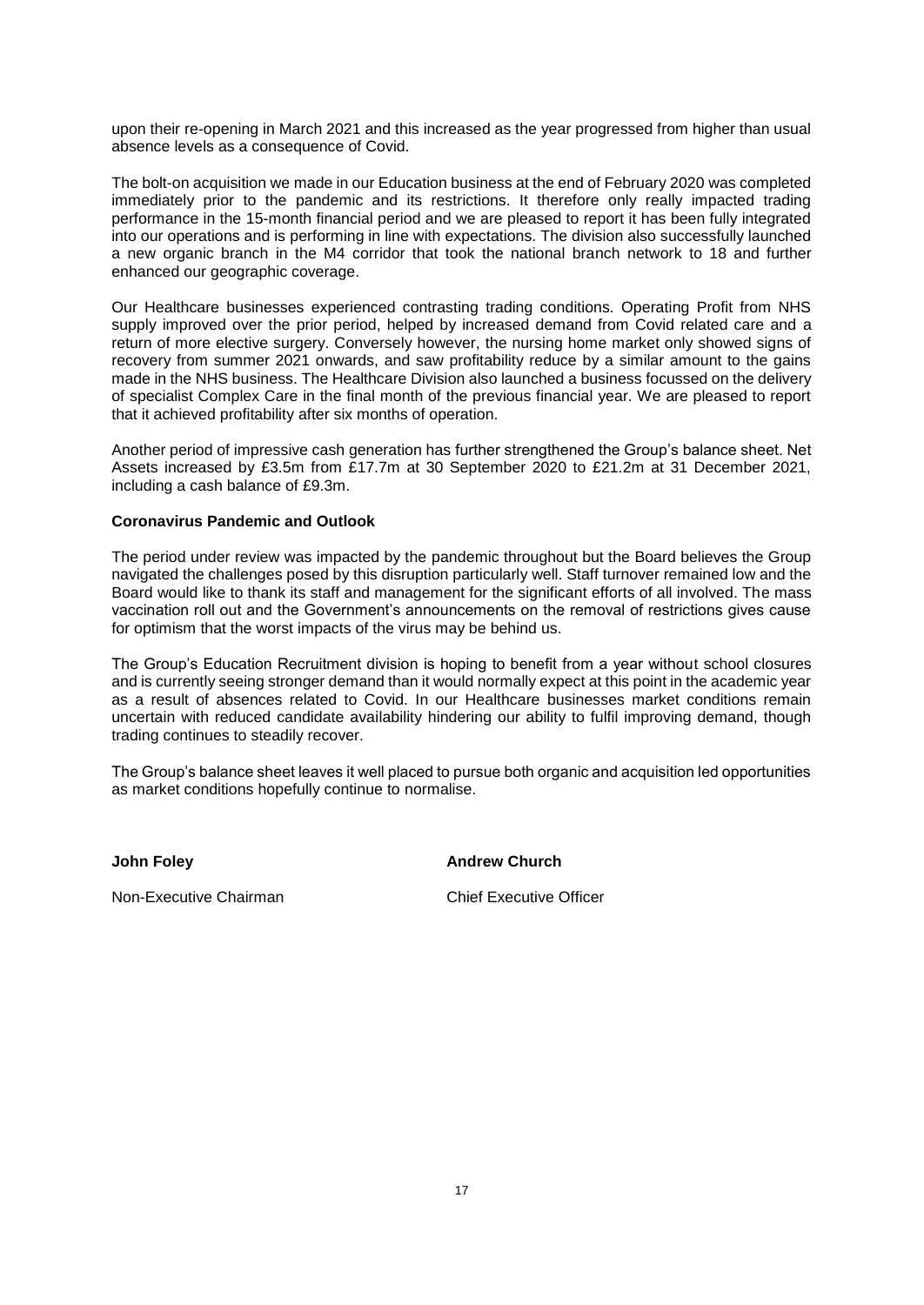upon their re-opening in March 2021 and this increased as the year progressed from higher than usual absence levels as a consequence of Covid.

The bolt-on acquisition we made in our Education business at the end of February 2020 was completed immediately prior to the pandemic and its restrictions. It therefore only really impacted trading performance in the 15-month financial period and we are pleased to report it has been fully integrated into our operations and is performing in line with expectations. The division also successfully launched a new organic branch in the M4 corridor that took the national branch network to 18 and further enhanced our geographic coverage.

Our Healthcare businesses experienced contrasting trading conditions. Operating Profit from NHS supply improved over the prior period, helped by increased demand from Covid related care and a return of more elective surgery. Conversely however, the nursing home market only showed signs of recovery from summer 2021 onwards, and saw profitability reduce by a similar amount to the gains made in the NHS business. The Healthcare Division also launched a business focussed on the delivery of specialist Complex Care in the final month of the previous financial year. We are pleased to report that it achieved profitability after six months of operation.

Another period of impressive cash generation has further strengthened the Group's balance sheet. Net Assets increased by £3.5m from £17.7m at 30 September 2020 to £21.2m at 31 December 2021, including a cash balance of £9.3m.

**Coronavirus Pandemic and Outlook**

The period under review was impacted by the pandemic throughout but the Board believes the Group navigated the challenges posed by this disruption particularly well. Staff turnover remained low and the Board would like to thank its staff and management for the significant efforts of all involved. The mass vaccination roll out and the Government's announcements on the removal of restrictions gives cause for optimism that the worst impacts of the virus may be behind us.

The Group's Education Recruitment division is hoping to benefit from a year without school closures and is currently seeing stronger demand than it would normally expect at this point in the academic year as a result of absences related to Covid. In our Healthcare businesses market conditions remain uncertain with reduced candidate availability hindering our ability to fulfil improving demand, though trading continues to steadily recover.

The Group's balance sheet leaves it well placed to pursue both organic and acquisition led opportunities as market conditions hopefully continue to normalise.

**John Foley**

Non-Executive Chairman

**Andrew Church**

Chief Executive Officer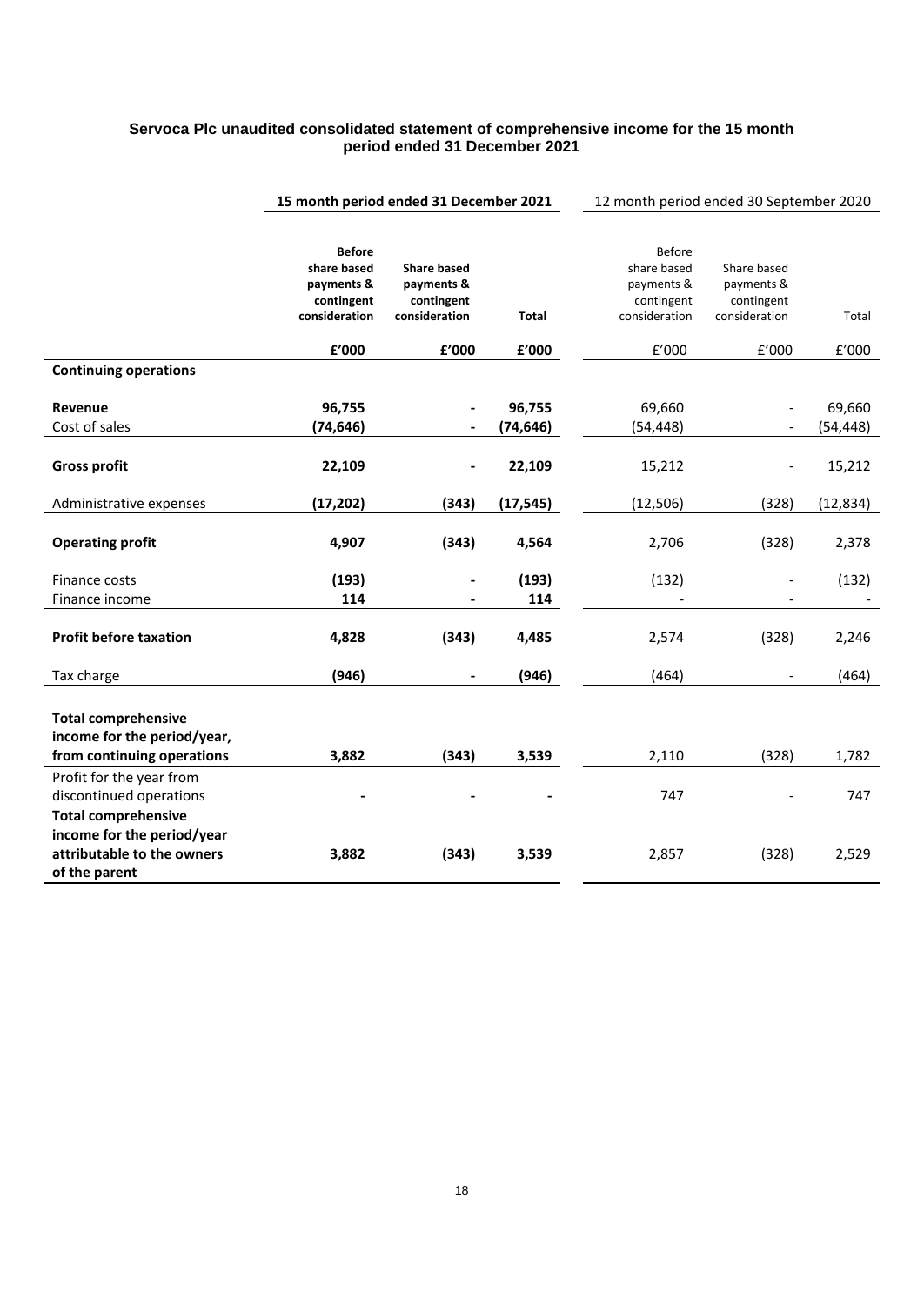**Servoca Plc unaudited consolidated statement of comprehensive income for the 15 month period ended 31 December 2021**

| | 15 month period ended 31 December 2021 | | | 12 month period ended 30 September 2020 | | |
|---|---|---|---|---|---|---|
| | **Before share based payments & contingent consideration** | **Share based payments & contingent consideration** | **Total** | Before share based payments & contingent consideration | Share based payments & contingent consideration | Total |
| | **£'000** | **£'000** | **£'000** | £'000 | £'000 | £'000 |
| **Continuing operations** | | | | | | |
| **Revenue** | **96,755** | **-** | **96,755** | 69,660 | - | 69,660 |
| Cost of sales | **(74,646)** | **-** | **(74,646)** | (54,448) | - | (54,448) |
| **Gross profit** | **22,109** | **-** | **22,109** | 15,212 | - | 15,212 |
| Administrative expenses | **(17,202)** | **(343)** | **(17,545)** | (12,506) | (328) | (12,834) |
| **Operating profit** | **4,907** | **(343)** | **4,564** | 2,706 | (328) | 2,378 |
| Finance costs | **(193)** | **-** | **(193)** | (132) | - | (132) |
| Finance income | **114** | **-** | **114** | - | - | - |
| **Profit before taxation** | **4,828** | **(343)** | **4,485** | 2,574 | (328) | 2,246 |
| Tax charge | **(946)** | **-** | **(946)** | (464) | - | (464) |
| **Total comprehensive income for the period/year, from continuing operations** | **3,882** | **(343)** | **3,539** | 2,110 | (328) | 1,782 |
| Profit for the year from discontinued operations | **-** | **-** | **-** | 747 | - | 747 |
| **Total comprehensive income for the period/year attributable to the owners of the parent** | **3,882** | **(343)** | **3,539** | 2,857 | (328) | 2,529 |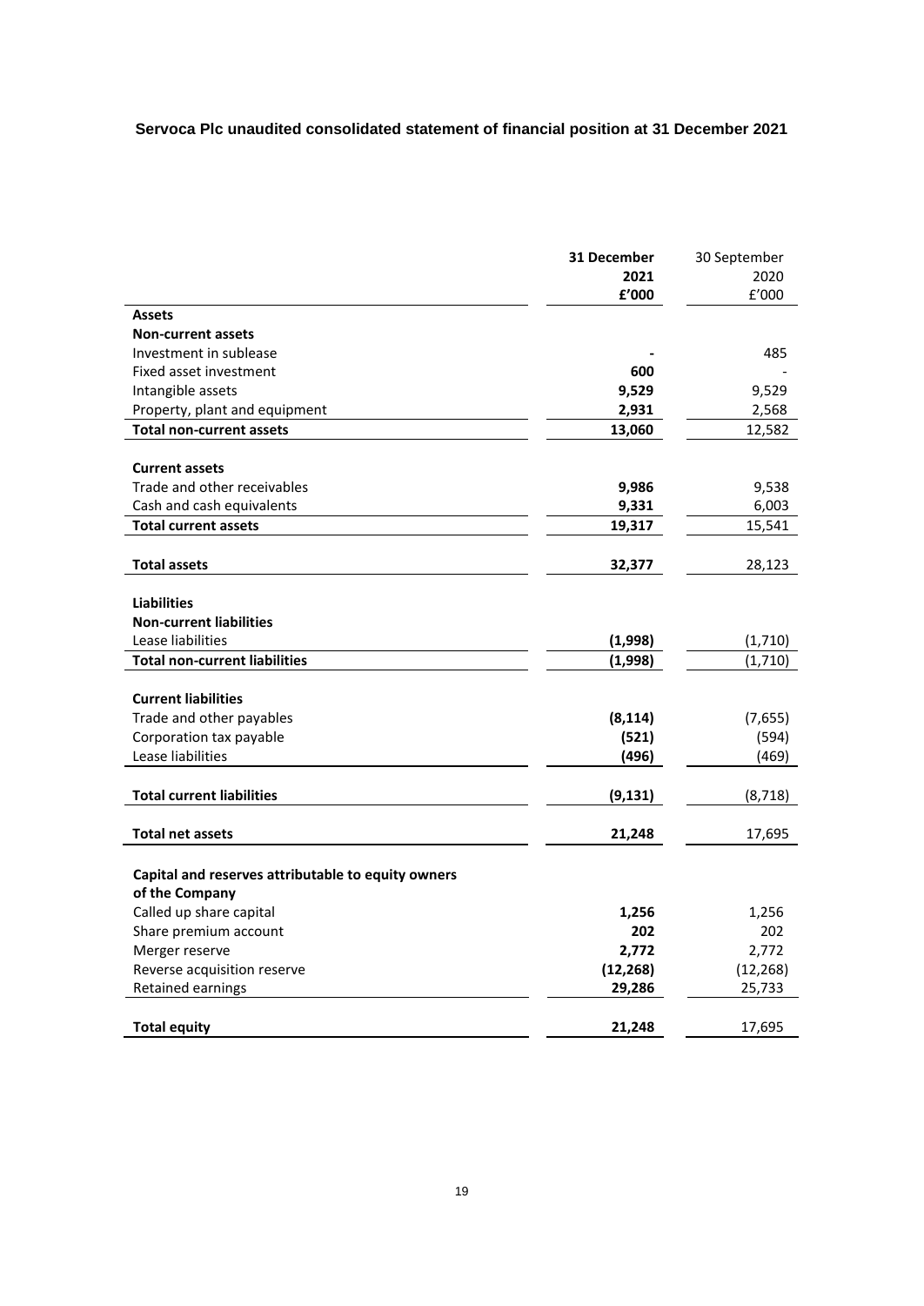**Servoca Plc unaudited consolidated statement of financial position at 31 December 2021**

| | 31 December 2021 £'000 | 30 September 2020 £'000 |
|---|---|---|
| **Assets** | | |
| **Non-current assets** | | |
| Investment in sublease | **-** | 485 |
| Fixed asset investment | **600** | - |
| Intangible assets | **9,529** | 9,529 |
| Property, plant and equipment | **2,931** | 2,568 |
| **Total non-current assets** | **13,060** | 12,582 |
| | | |
| **Current assets** | | |
| Trade and other receivables | **9,986** | 9,538 |
| Cash and cash equivalents | **9,331** | 6,003 |
| **Total current assets** | **19,317** | 15,541 |
| | | |
| **Total assets** | **32,377** | 28,123 |
| | | |
| **Liabilities** | | |
| **Non-current liabilities** | | |
| Lease liabilities | **(1,998)** | (1,710) |
| **Total non-current liabilities** | **(1,998)** | (1,710) |
| | | |
| **Current liabilities** | | |
| Trade and other payables | **(8,114)** | (7,655) |
| Corporation tax payable | **(521)** | (594) |
| Lease liabilities | **(496)** | (469) |
| | | |
| **Total current liabilities** | **(9,131)** | (8,718) |
| | | |
| **Total net assets** | **21,248** | 17,695 |
| | | |
| **Capital and reserves attributable to equity owners of the Company** | | |
| Called up share capital | **1,256** | 1,256 |
| Share premium account | **202** | 202 |
| Merger reserve | **2,772** | 2,772 |
| Reverse acquisition reserve | **(12,268)** | (12,268) |
| Retained earnings | **29,286** | 25,733 |
| | | |
| **Total equity** | **21,248** | 17,695 |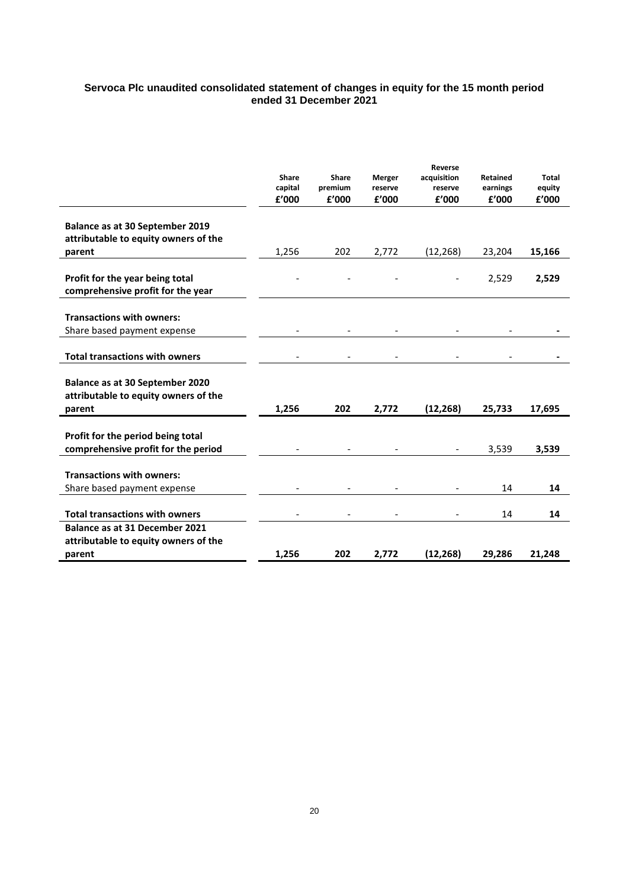**Servoca Plc unaudited consolidated statement of changes in equity for the 15 month period ended 31 December 2021**

| | Share capital £'000 | Share premium £'000 | Merger reserve £'000 | Reverse acquisition reserve £'000 | Retained earnings £'000 | Total equity £'000 |
|---|---|---|---|---|---|---|
| **Balance as at 30 September 2019 attributable to equity owners of the parent** | 1,256 | 202 | 2,772 | (12,268) | 23,204 | **15,166** |
| **Profit for the year being total comprehensive profit for the year** | - | - | - | - | 2,529 | **2,529** |
| **Transactions with owners:** | | | | | | |
| Share based payment expense | - | - | - | - | - | **-** |
| **Total transactions with owners** | - | - | - | - | - | **-** |
| **Balance as at 30 September 2020 attributable to equity owners of the parent** | **1,256** | **202** | **2,772** | **(12,268)** | **25,733** | **17,695** |
| **Profit for the period being total comprehensive profit for the period** | - | - | - | - | 3,539 | **3,539** |
| **Transactions with owners:** | | | | | | |
| Share based payment expense | - | - | - | - | 14 | **14** |
| **Total transactions with owners** | - | - | - | - | 14 | **14** |
| **Balance as at 31 December 2021 attributable to equity owners of the parent** | **1,256** | **202** | **2,772** | **(12,268)** | **29,286** | **21,248** |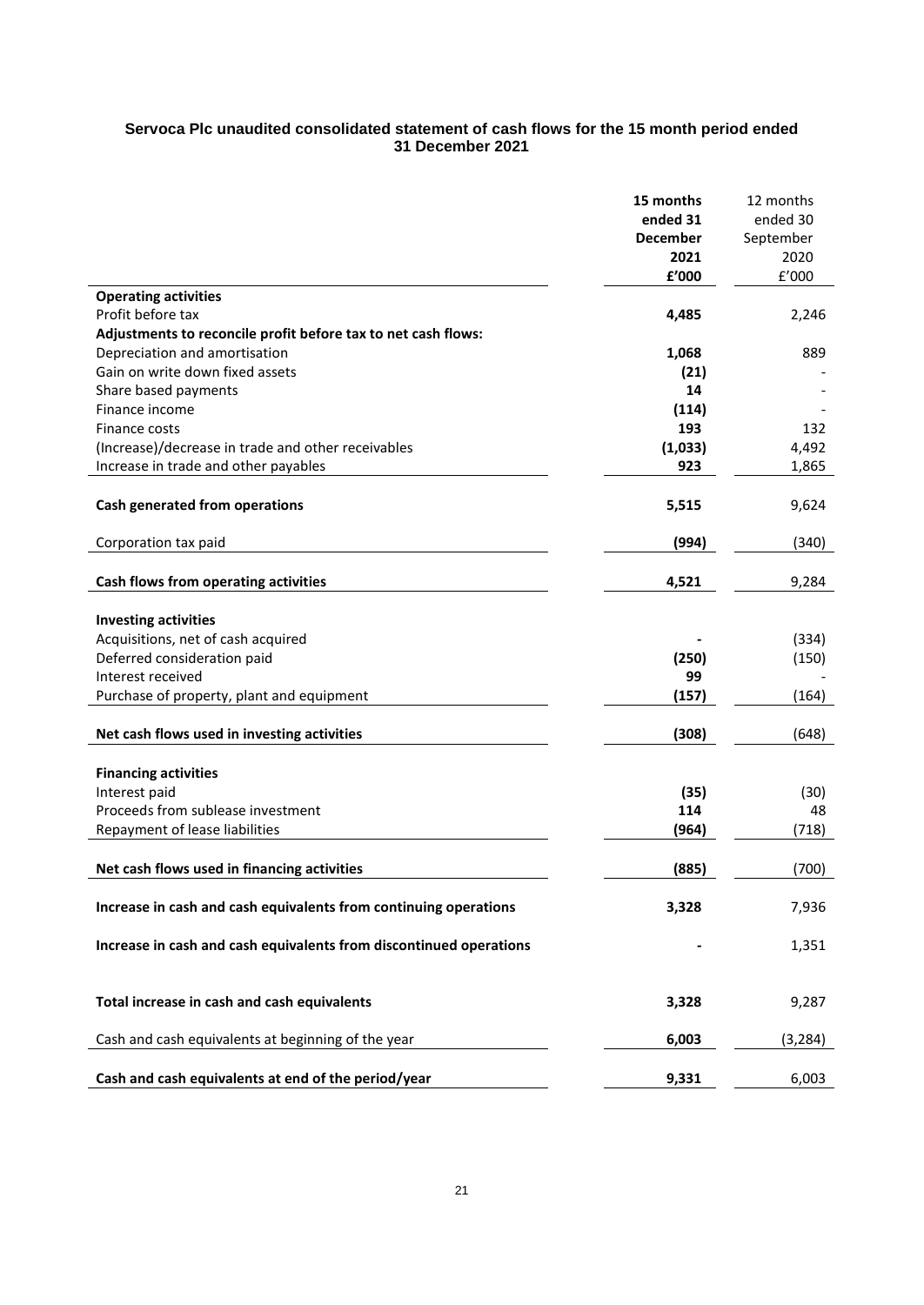**Servoca Plc unaudited consolidated statement of cash flows for the 15 month period ended 31 December 2021**

| | 15 months ended 31 December 2021 £'000 | 12 months ended 30 September 2020 £'000 |
|---|---|---|
| **Operating activities** | | |
| Profit before tax | **4,485** | 2,246 |
| **Adjustments to reconcile profit before tax to net cash flows:** | | |
| Depreciation and amortisation | **1,068** | 889 |
| Gain on write down fixed assets | **(21)** | - |
| Share based payments | **14** | - |
| Finance income | **(114)** | - |
| Finance costs | **193** | 132 |
| (Increase)/decrease in trade and other receivables | **(1,033)** | 4,492 |
| Increase in trade and other payables | **923** | 1,865 |
| **Cash generated from operations** | **5,515** | 9,624 |
| Corporation tax paid | **(994)** | (340) |
| **Cash flows from operating activities** | **4,521** | 9,284 |
| **Investing activities** | | |
| Acquisitions, net of cash acquired | **-** | (334) |
| Deferred consideration paid | **(250)** | (150) |
| Interest received | **99** | - |
| Purchase of property, plant and equipment | **(157)** | (164) |
| **Net cash flows used in investing activities** | **(308)** | (648) |
| **Financing activities** | | |
| Interest paid | **(35)** | (30) |
| Proceeds from sublease investment | **114** | 48 |
| Repayment of lease liabilities | **(964)** | (718) |
| **Net cash flows used in financing activities** | **(885)** | (700) |
| **Increase in cash and cash equivalents from continuing operations** | **3,328** | 7,936 |
| **Increase in cash and cash equivalents from discontinued operations** | **-** | 1,351 |
| **Total increase in cash and cash equivalents** | **3,328** | 9,287 |
| Cash and cash equivalents at beginning of the year | **6,003** | (3,284) |
| **Cash and cash equivalents at end of the period/year** | **9,331** | 6,003 |